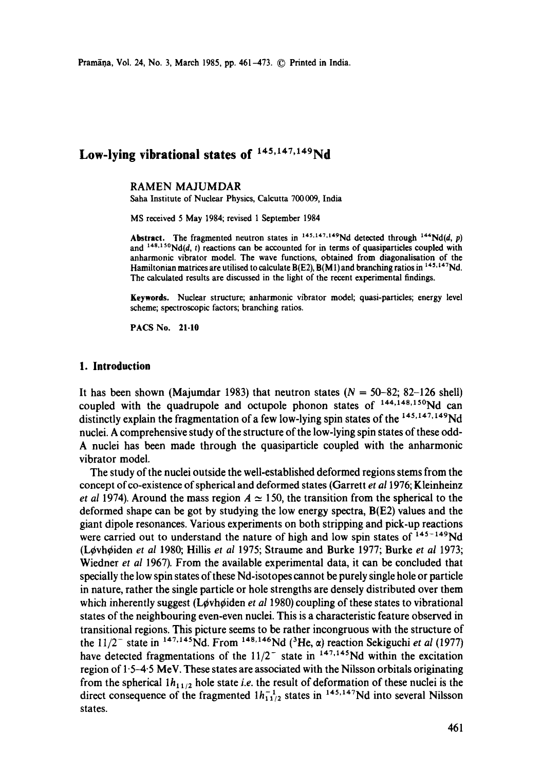# Low-lying vibrational states of $^{145,147,149}$Nd

RAMEN MAJUMDAR

Saha Institute of Nuclear Physics, Calcutta 700 009, India

MS received 5 May 1984; revised 1 September 1984

**Abstract.** The fragmented neutron states in $^{145,147,149}$Nd detected through $^{144}$Nd($d$, $p$) and $^{148,150}$Nd($d$, $t$) reactions can be accounted for in terms of quasiparticles coupled with anharmonic vibrator model. The wave functions, obtained from diagonalisation of the Hamiltonian matrices are utilised to calculate B(E2), B(M1) and branching ratios in $^{145,147}$Nd. The calculated results are discussed in the light of the recent experimental findings.

**Keywords.** Nuclear structure; anharmonic vibrator model; quasi-particles; energy level scheme; spectroscopic factors; branching ratios.

**PACS No.** 21·10

## 1. Introduction

It has been shown (Majumdar 1983) that neutron states ($N = 50$–$82$; $82$–$126$ shell) coupled with the quadrupole and octupole phonon states of $^{144,148,150}$Nd can distinctly explain the fragmentation of a few low-lying spin states of the $^{145,147,149}$Nd nuclei. A comprehensive study of the structure of the low-lying spin states of these odd-A nuclei has been made through the quasiparticle coupled with the anharmonic vibrator model.

The study of the nuclei outside the well-established deformed regions stems from the concept of co-existence of spherical and deformed states (Garrett *et al* 1976; Kleinheinz *et al* 1974). Around the mass region $A \simeq 150$, the transition from the spherical to the deformed shape can be got by studying the low energy spectra, B(E2) values and the giant dipole resonances. Various experiments on both stripping and pick-up reactions were carried out to understand the nature of high and low spin states of $^{145-149}$Nd (Løvhøiden *et al* 1980; Hillis *et al* 1975; Straume and Burke 1977; Burke *et al* 1973; Wiedner *et al* 1967). From the available experimental data, it can be concluded that specially the low spin states of these Nd-isotopes cannot be purely single hole or particle in nature, rather the single particle or hole strengths are densely distributed over them which inherently suggest (Løvhøiden *et al* 1980) coupling of these states to vibrational states of the neighbouring even-even nuclei. This is a characteristic feature observed in transitional regions. This picture seems to be rather incongruous with the structure of the $11/2^-$ state in $^{147,145}$Nd. From $^{148,146}$Nd ($^3$He, $\alpha$) reaction Sekiguchi *et al* (1977) have detected fragmentations of the $11/2^-$ state in $^{147,145}$Nd within the excitation region of 1·5–4·5 MeV. These states are associated with the Nilsson orbitals originating from the spherical $1h_{11/2}$ hole state *i.e.* the result of deformation of these nuclei is the direct consequence of the fragmented $1h_{11/2}^{-1}$ states in $^{145,147}$Nd into several Nilsson states.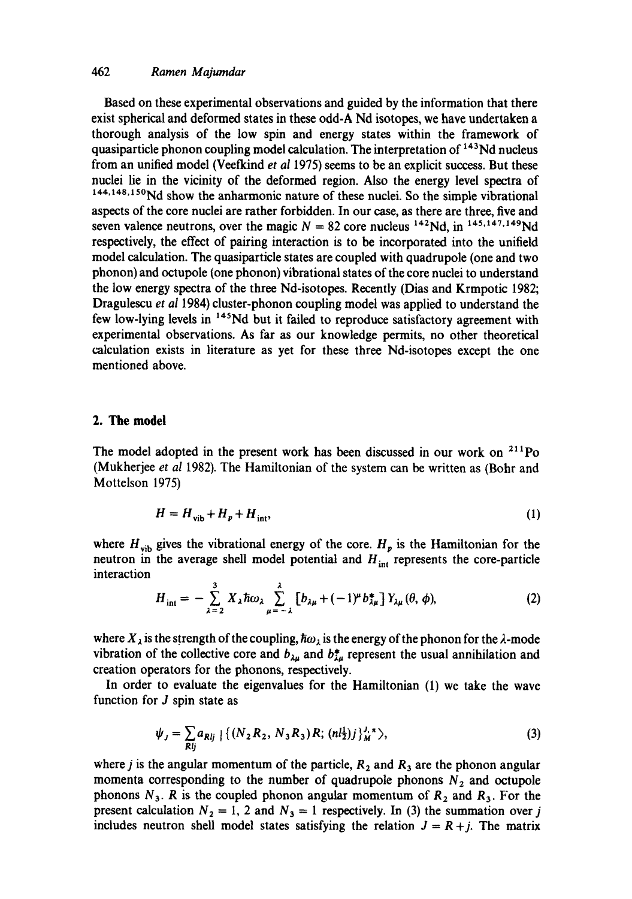Based on these experimental observations and guided by the information that there exist spherical and deformed states in these odd-A Nd isotopes, we have undertaken a thorough analysis of the low spin and energy states within the framework of quasiparticle phonon coupling model calculation. The interpretation of $^{143}$Nd nucleus from an unified model (Veefkind *et al* 1975) seems to be an explicit success. But these nuclei lie in the vicinity of the deformed region. Also the energy level spectra of $^{144,148,150}$Nd show the anharmonic nature of these nuclei. So the simple vibrational aspects of the core nuclei are rather forbidden. In our case, as there are three, five and seven valence neutrons, over the magic $N = 82$ core nucleus $^{142}$Nd, in $^{145,147,149}$Nd respectively, the effect of pairing interaction is to be incorporated into the unifield model calculation. The quasiparticle states are coupled with quadrupole (one and two phonon) and octupole (one phonon) vibrational states of the core nuclei to understand the low energy spectra of the three Nd-isotopes. Recently (Dias and Krmpotic 1982; Dragulescu *et al* 1984) cluster-phonon coupling model was applied to understand the few low-lying levels in $^{145}$Nd but it failed to reproduce satisfactory agreement with experimental observations. As far as our knowledge permits, no other theoretical calculation exists in literature as yet for these three Nd-isotopes except the one mentioned above.

## 2. The model

The model adopted in the present work has been discussed in our work on $^{211}$Po (Mukherjee *et al* 1982). The Hamiltonian of the system can be written as (Bohr and Mottelson 1975)

$$H = H_{\text{vib}} + H_p + H_{\text{int}}, \tag{1}$$

where $H_{\text{vib}}$ gives the vibrational energy of the core. $H_p$ is the Hamiltonian for the neutron in the average shell model potential and $H_{\text{int}}$ represents the core-particle interaction

$$H_{\text{int}} = -\sum_{\lambda=2}^{3} X_\lambda \hbar\omega_\lambda \sum_{\mu=-\lambda}^{\lambda} [b_{\lambda\mu} + (-1)^\mu b^*_{\lambda\mu}] Y_{\lambda\mu}(\theta, \phi), \tag{2}$$

where $X_\lambda$ is the strength of the coupling, $\hbar\omega_\lambda$ is the energy of the phonon for the $\lambda$-mode vibration of the collective core and $b_{\lambda\mu}$ and $b^*_{\lambda\mu}$ represent the usual annihilation and creation operators for the phonons, respectively.

In order to evaluate the eigenvalues for the Hamiltonian (1) we take the wave function for $J$ spin state as

$$\psi_J = \sum_{Rlj} a_{Rlj} \,|\{(N_2 R_2, N_3 R_3) R; (nl\tfrac{1}{2}) j\}^{J,\pi}_{M}\rangle, \tag{3}$$

where $j$ is the angular momentum of the particle, $R_2$ and $R_3$ are the phonon angular momenta corresponding to the number of quadrupole phonons $N_2$ and octupole phonons $N_3$. $R$ is the coupled phonon angular momentum of $R_2$ and $R_3$. For the present calculation $N_2 = 1$, 2 and $N_3 = 1$ respectively. In (3) the summation over $j$ includes neutron shell model states satisfying the relation $J = R + j$. The matrix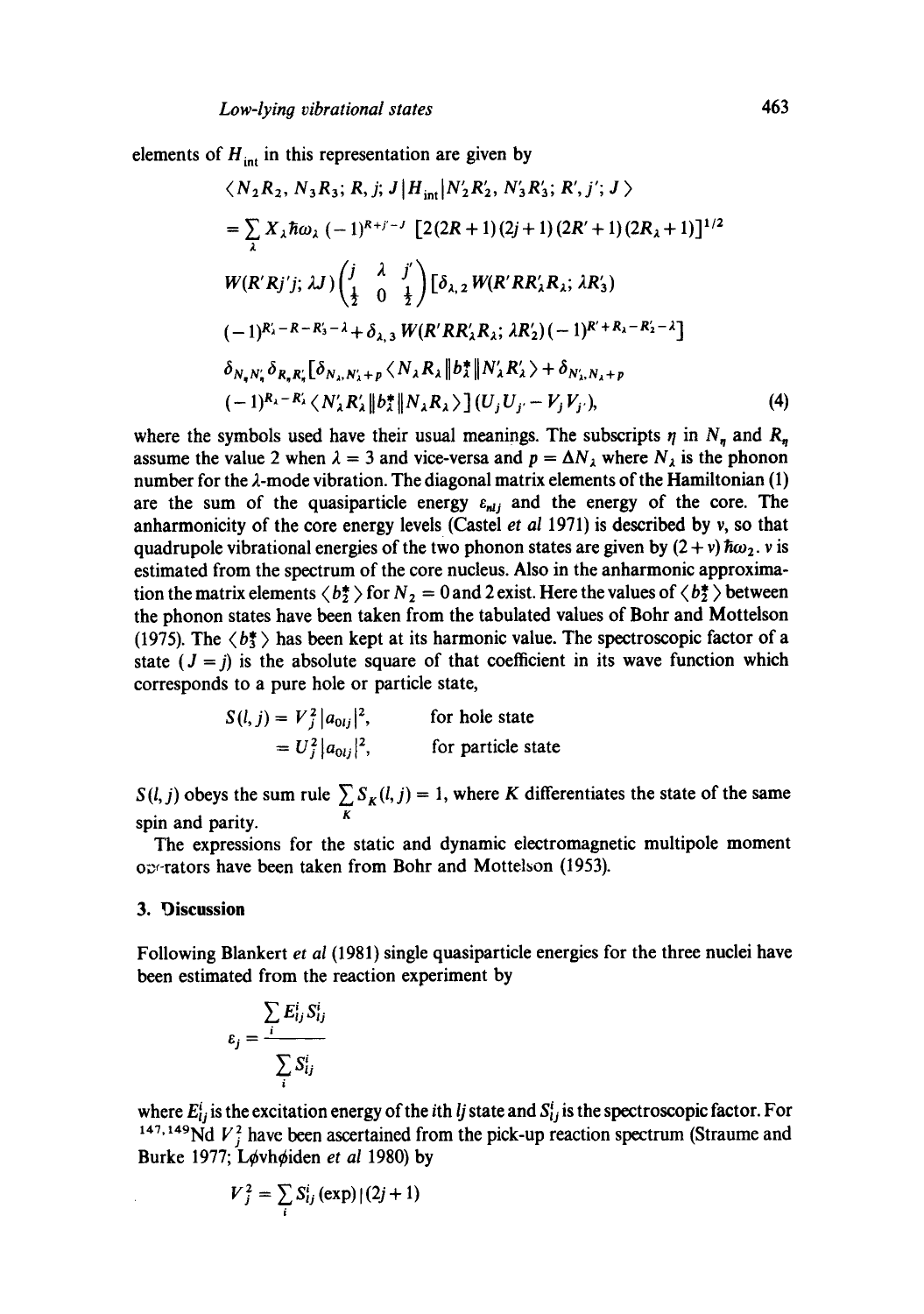elements of $H_{\text{int}}$ in this representation are given by

$$
\begin{aligned}
&\langle N_2R_2,\, N_3R_3;\, R, j;\, J\,|H_{\text{int}}|\,N_2'R_2',\, N_3'R_3';\, R', j';\, J\rangle \\
&= \sum_{\lambda} X_\lambda \hbar\omega_\lambda\, (-1)^{R+j'-J}\, [2(2R+1)(2j+1)(2R'+1)(2R_\lambda+1)]^{1/2} \\
&\quad W(R'Rj'j;\, \lambda J)\begin{pmatrix} j & \lambda & j' \\ \tfrac{1}{2} & 0 & \tfrac{1}{2} \end{pmatrix} [\delta_{\lambda,2}\, W(R'RR_\lambda' R_\lambda;\, \lambda R_3') \\
&\quad (-1)^{R_\lambda' - R - R_3' - \lambda} + \delta_{\lambda,3}\, W(R'RR_\lambda' R_\lambda;\, \lambda R_2')(-1)^{R' + R_\lambda - R_2' - \lambda}] \\
&\quad \delta_{N_\eta N_\eta'}\, \delta_{R_\eta R_\eta'} [\delta_{N_\lambda, N_\lambda' + p} \langle N_\lambda R_\lambda \| b_\lambda^\dagger \| N_\lambda' R_\lambda' \rangle + \delta_{N_\lambda', N_\lambda + p} \\
&\quad (-1)^{R_\lambda - R_\lambda'} \langle N_\lambda' R_\lambda' \| b_\lambda^\dagger \| N_\lambda R_\lambda \rangle ]\, (U_j U_{j'} - V_j V_{j'}),
\end{aligned}
\tag{4}
$$

where the symbols used have their usual meanings. The subscripts $\eta$ in $N_\eta$ and $R_\eta$ assume the value 2 when $\lambda = 3$ and vice-versa and $p = \Delta N_\lambda$ where $N_\lambda$ is the phonon number for the $\lambda$-mode vibration. The diagonal matrix elements of the Hamiltonian (1) are the sum of the quasiparticle energy $\varepsilon_{nlj}$ and the energy of the core. The anharmonicity of the core energy levels (Castel *et al* 1971) is described by $v$, so that quadrupole vibrational energies of the two phonon states are given by $(2 + v)\hbar\omega_2$. $v$ is estimated from the spectrum of the core nucleus. Also in the anharmonic approximation the matrix elements $\langle b_2^\dagger \rangle$ for $N_2 = 0$ and 2 exist. Here the values of $\langle b_2^\dagger \rangle$ between the phonon states have been taken from the tabulated values of Bohr and Mottelson (1975). The $\langle b_3^\dagger \rangle$ has been kept at its harmonic value. The spectroscopic factor of a state $(J = j)$ is the absolute square of that coefficient in its wave function which corresponds to a pure hole or particle state,

$$
\begin{aligned}
S(l, j) &= V_j^2 |a_{0lj}|^2, &\quad \text{for hole state} \\
&= U_j^2 |a_{0lj}|^2, &\quad \text{for particle state}
\end{aligned}
$$

$S(l, j)$ obeys the sum rule $\sum_K S_K(l, j) = 1$, where $K$ differentiates the state of the same spin and parity.

The expressions for the static and dynamic electromagnetic multipole moment operators have been taken from Bohr and Mottelson (1953).

## 3. Discussion

Following Blankert *et al* (1981) single quasiparticle energies for the three nuclei have been estimated from the reaction experiment by

$$
\varepsilon_j = \frac{\sum_i E_{lj}^i S_{lj}^i}{\sum_i S_{lj}^i}
$$

where $E_{lj}^i$ is the excitation energy of the $i$th $lj$ state and $S_{lj}^i$ is the spectroscopic factor. For $^{147,149}$Nd $V_j^2$ have been ascertained from the pick-up reaction spectrum (Straume and Burke 1977; Løvhøiden *et al* 1980) by

$$
V_j^2 = \sum_i S_{lj}^i(\text{exp}) \,|\, (2j+1)
$$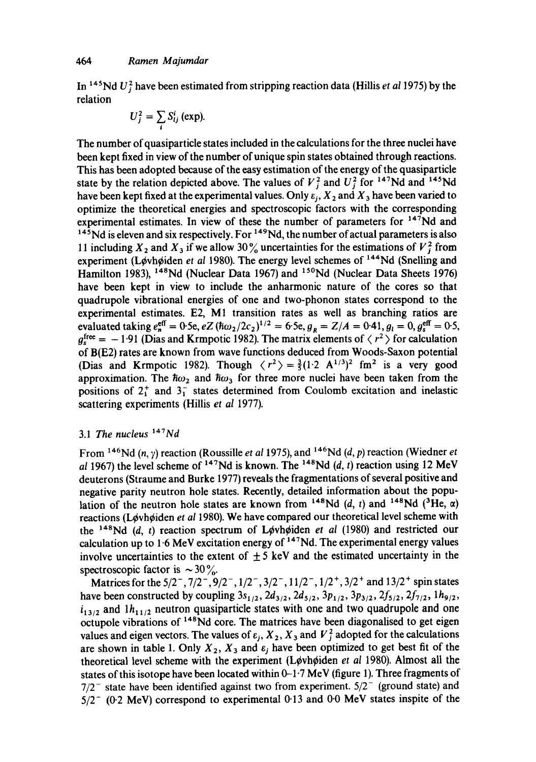In $^{145}$Nd $U_j^2$ have been estimated from stripping reaction data (Hillis *et al* 1975) by the relation

$$U_j^2 = \sum_i S_{ij}^i \text{ (exp)}.$$

The number of quasiparticle states included in the calculations for the three nuclei have been kept fixed in view of the number of unique spin states obtained through reactions. This has been adopted because of the easy estimation of the energy of the quasiparticle state by the relation depicted above. The values of $V_j^2$ and $U_j^2$ for $^{147}$Nd and $^{145}$Nd have been kept fixed at the experimental values. Only $\varepsilon_j$, $X_2$ and $X_3$ have been varied to optimize the theoretical energies and spectroscopic factors with the corresponding experimental estimates. In view of these the number of parameters for $^{147}$Nd and $^{145}$Nd is eleven and six respectively. For $^{149}$Nd, the number of actual parameters is also 11 including $X_2$ and $X_3$ if we allow 30% uncertainties for the estimations of $V_j^2$ from experiment (Løvhøiden *et al* 1980). The energy level schemes of $^{144}$Nd (Snelling and Hamilton 1983), $^{148}$Nd (Nuclear Data 1967) and $^{150}$Nd (Nuclear Data Sheets 1976) have been kept in view to include the anharmonic nature of the cores so that quadrupole vibrational energies of one and two-phonon states correspond to the experimental estimates. E2, M1 transition rates as well as branching ratios are evaluated taking $e_n^{\text{eff}} = 0{\cdot}5e$, $eZ(\hbar\omega_2/2c_2)^{1/2} = 6{\cdot}5e$, $g_R = Z/A = 0{\cdot}41$, $g_l = 0$, $g_s^{\text{eff}} = 0{\cdot}5$, $g_s^{\text{free}} = -1{\cdot}91$ (Dias and Krmpotic 1982). The matrix elements of $\langle r^2 \rangle$ for calculation of B(E2) rates are known from wave functions deduced from Woods-Saxon potential (Dias and Krmpotic 1982). Though $\langle r^2 \rangle = \frac{3}{5}(1{\cdot}2\ A^{1/3})^2$ fm$^2$ is a very good approximation. The $\hbar\omega_2$ and $\hbar\omega_3$ for three more nuclei have been taken from the positions of $2_1^+$ and $3_1^-$ states determined from Coulomb excitation and inelastic scattering experiments (Hillis *et al* 1977).

### 3.1 *The nucleus* $^{147}$*Nd*

From $^{146}$Nd $(n, \gamma)$ reaction (Roussille *et al* 1975), and $^{146}$Nd $(d, p)$ reaction (Wiedner *et al* 1967) the level scheme of $^{147}$Nd is known. The $^{148}$Nd $(d, t)$ reaction using 12 MeV deuterons (Straume and Burke 1977) reveals the fragmentations of several positive and negative parity neutron hole states. Recently, detailed information about the population of the neutron hole states are known from $^{148}$Nd $(d, t)$ and $^{148}$Nd $(^3\text{He}, \alpha)$ reactions (Løvhøiden *et al* 1980). We have compared our theoretical level scheme with the $^{148}$Nd $(d, t)$ reaction spectrum of Løvhøiden *et al* (1980) and restricted our calculation up to 1·6 MeV excitation energy of $^{147}$Nd. The experimental energy values involve uncertainties to the extent of $\pm 5$ keV and the estimated uncertainty in the spectroscopic factor is $\sim 30\%$.

Matrices for the $5/2^-, 7/2^-, 9/2^-, 1/2^-, 3/2^-, 11/2^-, 1/2^+, 3/2^+$ and $13/2^+$ spin states have been constructed by coupling $3s_{1/2}$, $2d_{3/2}$, $2d_{5/2}$, $3p_{1/2}$, $3p_{3/2}$, $2f_{5/2}$, $2f_{7/2}$, $1h_{9/2}$, $i_{13/2}$ and $1h_{11/2}$ neutron quasiparticle states with one and two quadrupole and one octupole vibrations of $^{148}$Nd core. The matrices have been diagonalised to get eigen values and eigen vectors. The values of $\varepsilon_j$, $X_2$, $X_3$ and $V_j^2$ adopted for the calculations are shown in table 1. Only $X_2$, $X_3$ and $\varepsilon_j$ have been optimized to get best fit of the theoretical level scheme with the experiment (Løvhøiden *et al* 1980). Almost all the states of this isotope have been located within 0–1·7 MeV (figure 1). Three fragments of $7/2^-$ state have been identified against two from experiment. $5/2^-$ (ground state) and $5/2^-$ (0·2 MeV) correspond to experimental 0·13 and 0·0 MeV states inspite of the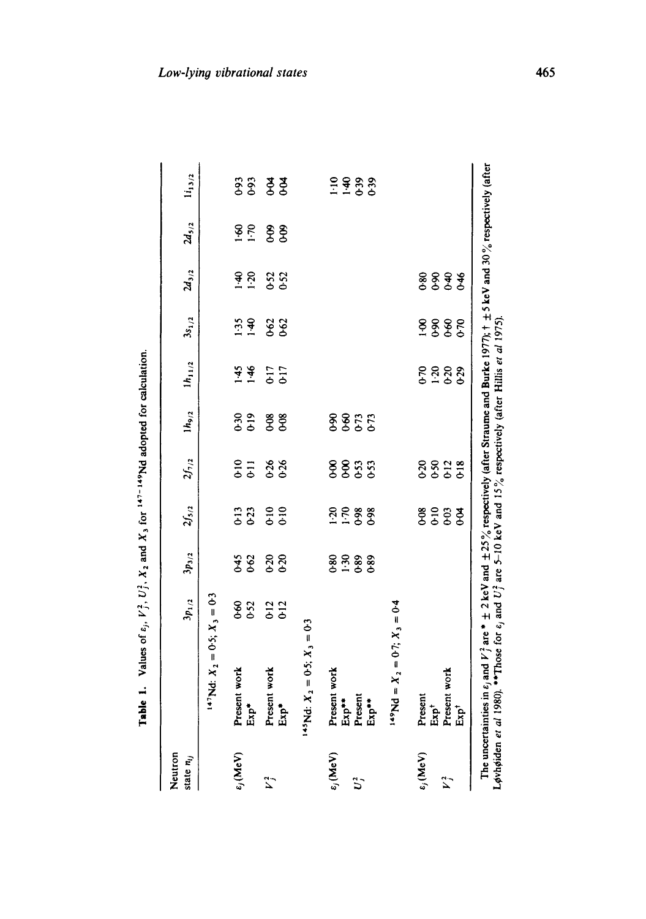**Table 1.** Values of $\varepsilon_j$, $V_j^2$, $U_j^2$, $X_2$ and $X_3$ for $^{147-149}$Nd adopted for calculation.

| Neutron state $n_{lj}$ | | $3p_{1/2}$ | $3p_{3/2}$ | $2f_{5/2}$ | $2f_{7/2}$ | $1h_{9/2}$ | $1h_{11/2}$ | $3s_{1/2}$ | $2d_{3/2}$ | $2d_{5/2}$ | $1i_{13/2}$ |
|---|---|---|---|---|---|---|---|---|---|---|---|
| | $^{147}$Nd: $X_2 = 0.5$; $X_3 = 0.3$ | | | | | | | | | | |
| $\varepsilon_j$ (MeV) | Present work | 0.60 | 0.45 | 0.13 | 0.10 | 0.30 | 1.45 | 1.35 | 1.40 | 1.60 | 0.93 |
| | Exp* | 0.52 | 0.62 | 0.23 | 0.11 | 0.19 | 1.46 | 1.40 | 1.20 | 1.70 | 0.93 |
| $V_j^2$ | Present work | 0.12 | 0.20 | 0.10 | 0.26 | 0.08 | 0.17 | 0.62 | 0.52 | 0.09 | 0.04 |
| | Exp* | 0.12 | 0.20 | 0.10 | 0.26 | 0.08 | 0.17 | 0.62 | 0.52 | 0.09 | 0.04 |
| | $^{145}$Nd: $X_2 = 0.5$; $X_3 = 0.3$ | | | | | | | | | | |
| $\varepsilon_j$ (MeV) | Present work | | 0.80 | 1.20 | 0.00 | 0.90 | | | | | 1.10 |
| | Exp** | | 1.30 | 1.70 | 0.00 | 0.60 | | | | | 1.40 |
| $U_j^2$ | Present | | 0.89 | 0.98 | 0.53 | 0.73 | | | | | 0.39 |
| | Exp** | | 0.89 | 0.98 | 0.53 | 0.73 | | | | | 0.39 |
| | $^{149}$Nd = $X_2 = 0.7$; $X_3 = 0.4$ | | | | | | | | | | |
| $\varepsilon_j$ (MeV) | Present | | | 0.08 | 0.20 | | 0.70 | 1.00 | 0.80 | | |
| | Exp† | | | 0.10 | 0.50 | | 1.20 | 0.90 | 0.90 | | |
| $V_j^2$ | Present work | | | 0.03 | 0.12 | | 0.20 | 0.60 | 0.40 | | |
| | Exp† | | | 0.04 | 0.18 | | 0.29 | 0.70 | 0.46 | | |

The uncertainties in $\varepsilon_j$ and $V_j^2$ are * ± 2 keV and ± 25% respectively (after Straume and Burke 1977); † ± 5 keV and 30% respectively (after Løvhøiden *et al* 1980). **Those for $\varepsilon_j$ and $U_j^2$ are 5–10 keV and 15% respectively (after Hillis *et al* 1975).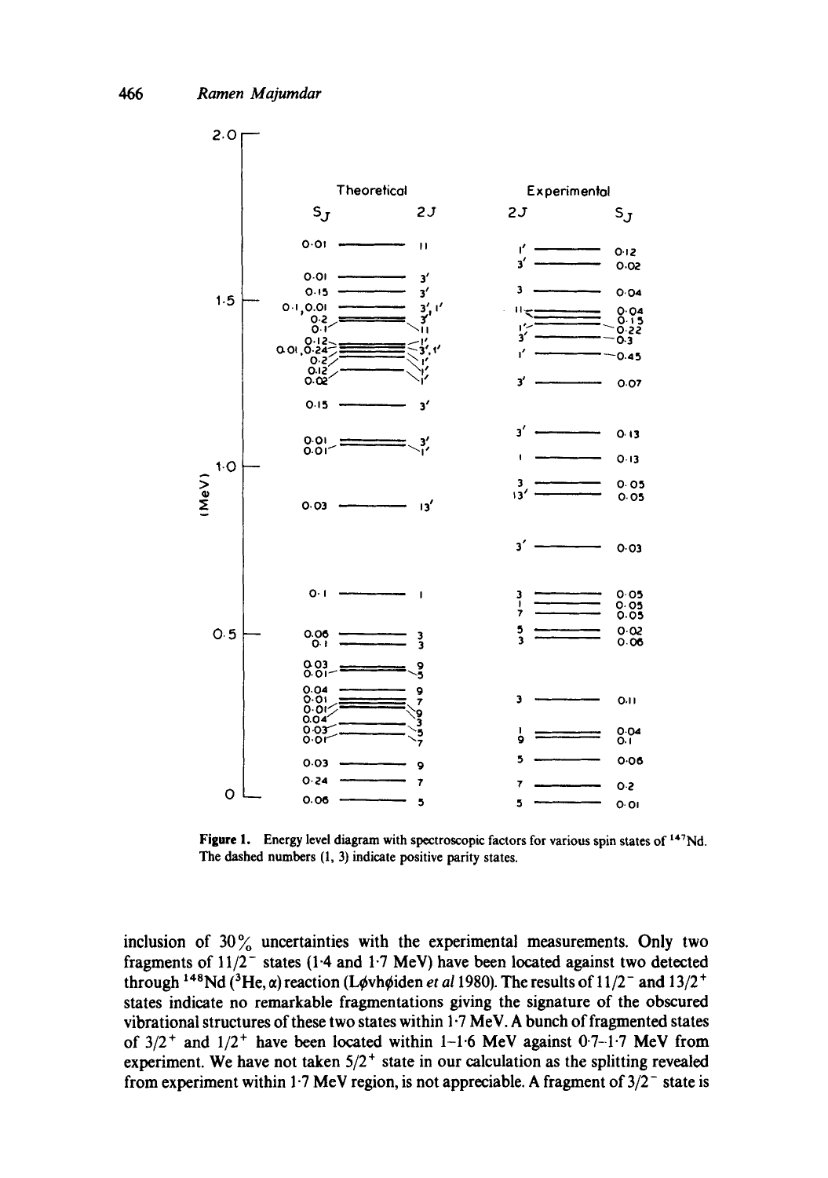Figure 1. Energy level diagram with spectroscopic factors for various spin states of $^{147}$Nd. The dashed numbers (1, 3) indicate positive parity states.

inclusion of 30% uncertainties with the experimental measurements. Only two fragments of $11/2^-$ states (1·4 and 1·7 MeV) have been located against two detected through $^{148}$Nd ($^3$He, $\alpha$) reaction (Løvhøiden *et al* 1980). The results of $11/2^-$ and $13/2^+$ states indicate no remarkable fragmentations giving the signature of the obscured vibrational structures of these two states within 1·7 MeV. A bunch of fragmented states of $3/2^+$ and $1/2^+$ have been located within 1–1·6 MeV against 0·7–1·7 MeV from experiment. We have not taken $5/2^+$ state in our calculation as the splitting revealed from experiment within 1·7 MeV region, is not appreciable. A fragment of $3/2^-$ state is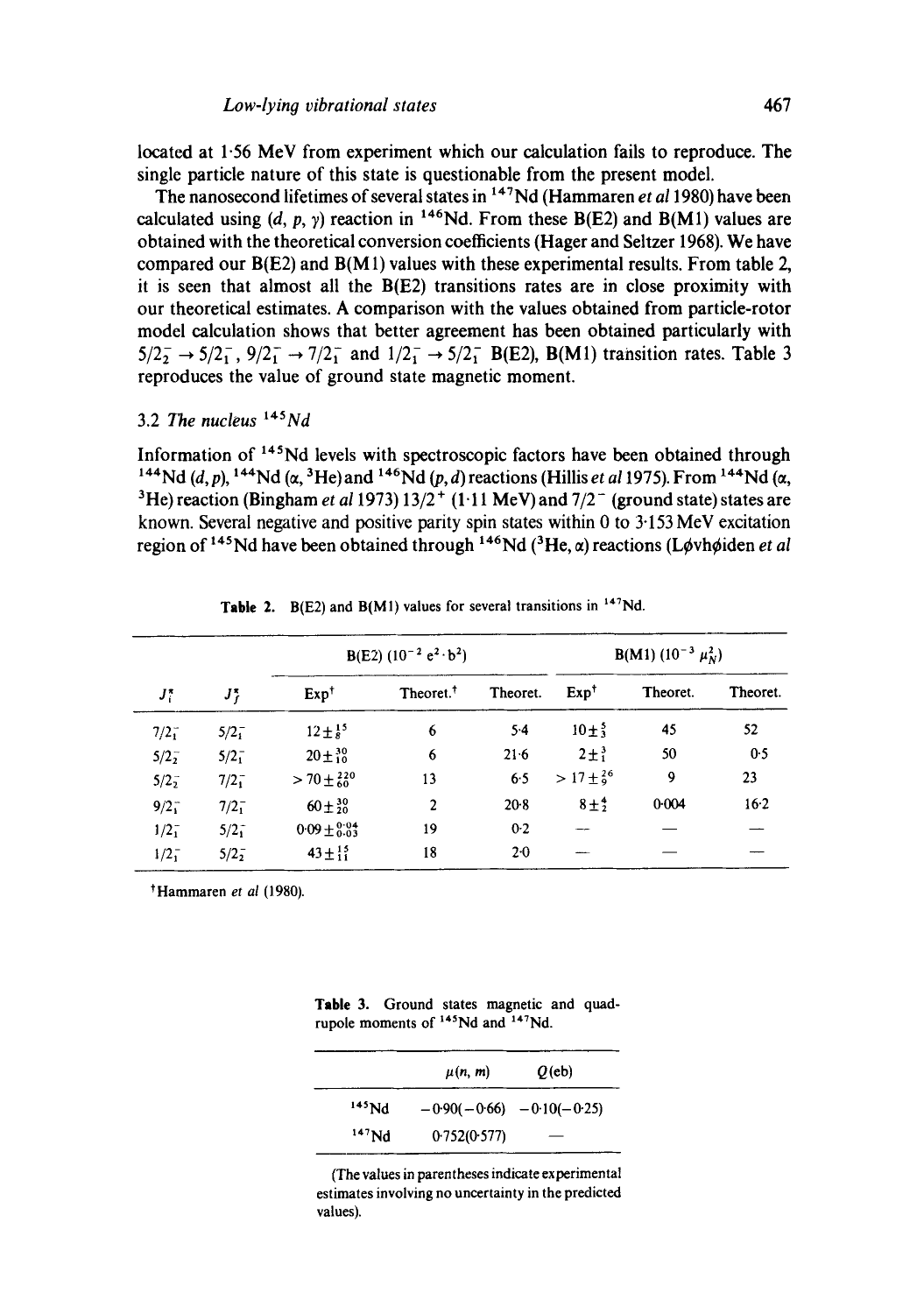located at 1·56 MeV from experiment which our calculation fails to reproduce. The single particle nature of this state is questionable from the present model.

The nanosecond lifetimes of several states in $^{147}$Nd (Hammaren *et al* 1980) have been calculated using $(d, p, \gamma)$ reaction in $^{146}$Nd. From these B(E2) and B(M1) values are obtained with the theoretical conversion coefficients (Hager and Seltzer 1968). We have compared our B(E2) and B(M1) values with these experimental results. From table 2, it is seen that almost all the B(E2) transitions rates are in close proximity with our theoretical estimates. A comparison with the values obtained from particle-rotor model calculation shows that better agreement has been obtained particularly with $5/2_2^- \rightarrow 5/2_1^-$, $9/2_1^- \rightarrow 7/2_1^-$ and $1/2_1^- \rightarrow 5/2_1^-$ B(E2), B(M1) transition rates. Table 3 reproduces the value of ground state magnetic moment.

### 3.2 *The nucleus* $^{145}$*Nd*

Information of $^{145}$Nd levels with spectroscopic factors have been obtained through $^{144}$Nd $(d, p)$, $^{144}$Nd $(\alpha, {}^3\text{He})$ and $^{146}$Nd $(p, d)$ reactions (Hillis *et al* 1975). From $^{144}$Nd $(\alpha, {}^3\text{He})$ reaction (Bingham *et al* 1973) $13/2^+$ (1·11 MeV) and $7/2^-$ (ground state) states are known. Several negative and positive parity spin states within 0 to 3·153 MeV excitation region of $^{145}$Nd have been obtained through $^{146}$Nd $({}^3\text{He}, \alpha)$ reactions (Løvhøiden *et al*

**Table 2.** B(E2) and B(M1) values for several transitions in $^{147}$Nd.

| | | B(E2) ($10^{-2}$ $e^2 \cdot b^2$) | | | B(M1) ($10^{-3}$ $\mu_N^2$) | | |
|---|---|---|---|---|---|---|---|
| $J_i^\pi$ | $J_f^\pi$ | Exp[†] | Theoret.[†] | Theoret. | Exp[†] | Theoret. | Theoret. |
| $7/2_1^-$ | $5/2_1^-$ | $12\pm^{15}_{8}$ | 6 | 5·4 | $10\pm^{5}_{3}$ | 45 | 52 |
| $5/2_2^-$ | $5/2_1^-$ | $20\pm^{30}_{10}$ | 6 | 21·6 | $2\pm^{3}_{1}$ | 50 | 0·5 |
| $5/2_2^-$ | $7/2_1^-$ | $>70\pm^{220}_{60}$ | 13 | 6·5 | $>17\pm^{26}_{9}$ | 9 | 23 |
| $9/2_1^-$ | $7/2_1^-$ | $60\pm^{30}_{20}$ | 2 | 20·8 | $8\pm^{4}_{2}$ | 0·004 | 16·2 |
| $1/2_1^-$ | $5/2_1^-$ | $0{\cdot}09\pm^{0{\cdot}04}_{0{\cdot}03}$ | 19 | 0·2 | — | — | — |
| $1/2_1^-$ | $5/2_2^-$ | $43\pm^{15}_{11}$ | 18 | 2·0 | — | — | — |

[†]Hammaren *et al* (1980).

**Table 3.** Ground states magnetic and quadrupole moments of $^{145}$Nd and $^{147}$Nd.

| | $\mu(n, m)$ | $Q$(eb) |
|---|---|---|
| $^{145}$Nd | −0·90(−0·66) | −0·10(−0·25) |
| $^{147}$Nd | 0·752(0·577) | — |

(The values in parentheses indicate experimental estimates involving no uncertainty in the predicted values).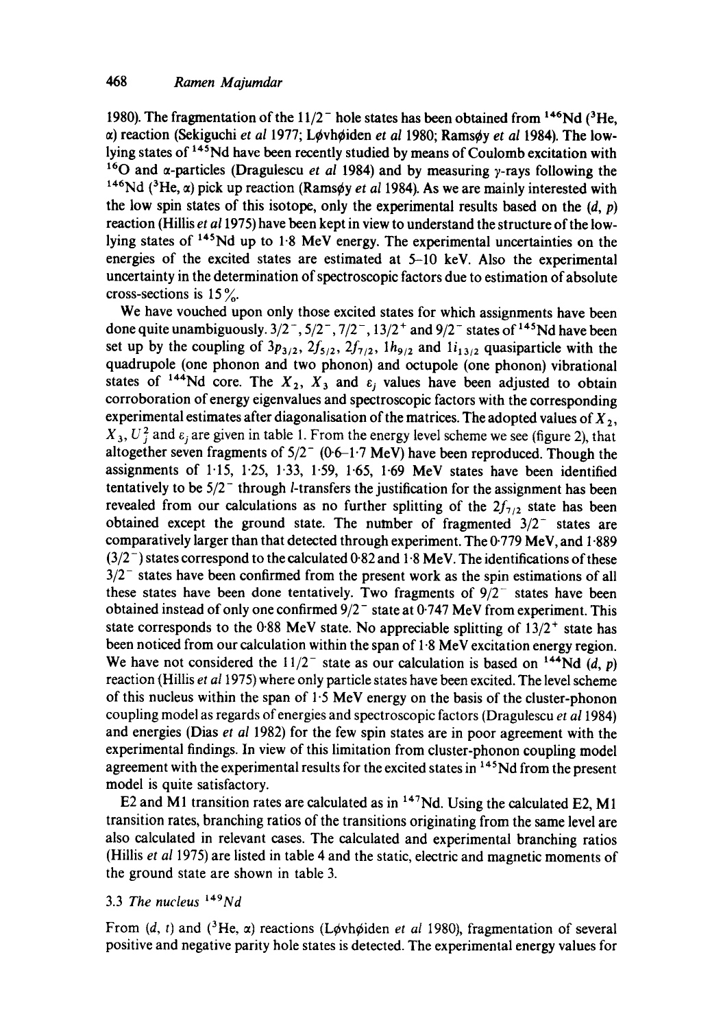1980). The fragmentation of the $11/2^-$ hole states has been obtained from $^{146}Nd$ ($^3He$, $\alpha$) reaction (Sekiguchi *et al* 1977; Løvhøiden *et al* 1980; Ramsøy *et al* 1984). The low-lying states of $^{145}Nd$ have been recently studied by means of Coulomb excitation with $^{16}O$ and $\alpha$-particles (Dragulescu *et al* 1984) and by measuring $\gamma$-rays following the $^{146}Nd$ ($^3He$, $\alpha$) pick up reaction (Ramsøy *et al* 1984). As we are mainly interested with the low spin states of this isotope, only the experimental results based on the $(d, p)$ reaction (Hillis *et al* 1975) have been kept in view to understand the structure of the low-lying states of $^{145}Nd$ up to 1·8 MeV energy. The experimental uncertainties on the energies of the excited states are estimated at 5–10 keV. Also the experimental uncertainty in the determination of spectroscopic factors due to estimation of absolute cross-sections is 15%.

We have vouched upon only those excited states for which assignments have been done quite unambiguously. $3/2^-$, $5/2^-$, $7/2^-$, $13/2^+$ and $9/2^-$ states of $^{145}Nd$ have been set up by the coupling of $3p_{3/2}$, $2f_{5/2}$, $2f_{7/2}$, $1h_{9/2}$ and $1i_{13/2}$ quasiparticle with the quadrupole (one phonon and two phonon) and octupole (one phonon) vibrational states of $^{144}Nd$ core. The $X_2$, $X_3$ and $\varepsilon_j$ values have been adjusted to obtain corroboration of energy eigenvalues and spectroscopic factors with the corresponding experimental estimates after diagonalisation of the matrices. The adopted values of $X_2$, $X_3$, $U_j^2$ and $\varepsilon_j$ are given in table 1. From the energy level scheme we see (figure 2), that altogether seven fragments of $5/2^-$ (0·6–1·7 MeV) have been reproduced. Though the assignments of 1·15, 1·25, 1·33, 1·59, 1·65, 1·69 MeV states have been identified tentatively to be $5/2^-$ through $l$-transfers the justification for the assignment has been revealed from our calculations as no further splitting of the $2f_{7/2}$ state has been obtained except the ground state. The number of fragmented $3/2^-$ states are comparatively larger than that detected through experiment. The 0·779 MeV, and 1·889 ($3/2^-$) states correspond to the calculated 0·82 and 1·8 MeV. The identifications of these $3/2^-$ states have been confirmed from the present work as the spin estimations of all these states have been done tentatively. Two fragments of $9/2^-$ states have been obtained instead of only one confirmed $9/2^-$ state at 0·747 MeV from experiment. This state corresponds to the 0·88 MeV state. No appreciable splitting of $13/2^+$ state has been noticed from our calculation within the span of 1·8 MeV excitation energy region. We have not considered the $11/2^-$ state as our calculation is based on $^{144}Nd$ $(d, p)$ reaction (Hillis *et al* 1975) where only particle states have been excited. The level scheme of this nucleus within the span of 1·5 MeV energy on the basis of the cluster-phonon coupling model as regards of energies and spectroscopic factors (Dragulescu *et al* 1984) and energies (Dias *et al* 1982) for the few spin states are in poor agreement with the experimental findings. In view of this limitation from cluster-phonon coupling model agreement with the experimental results for the excited states in $^{145}Nd$ from the present model is quite satisfactory.

E2 and M1 transition rates are calculated as in $^{147}Nd$. Using the calculated E2, M1 transition rates, branching ratios of the transitions originating from the same level are also calculated in relevant cases. The calculated and experimental branching ratios (Hillis *et al* 1975) are listed in table 4 and the static, electric and magnetic moments of the ground state are shown in table 3.

### 3.3 *The nucleus* $^{149}Nd$

From $(d, t)$ and ($^3He$, $\alpha$) reactions (Løvhøiden *et al* 1980), fragmentation of several positive and negative parity hole states is detected. The experimental energy values for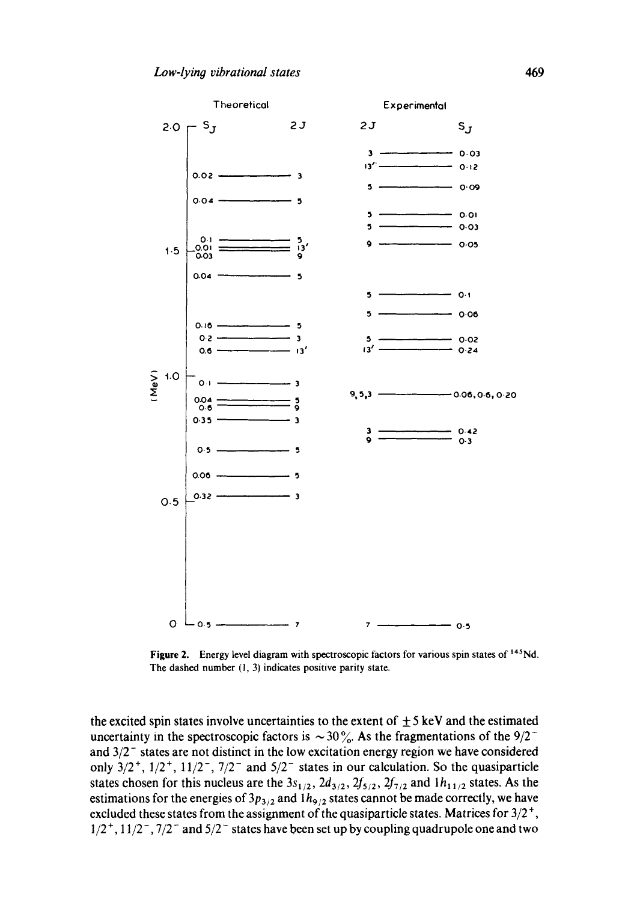Figure 2. Energy level diagram with spectroscopic factors for various spin states of $^{145}$Nd. The dashed number (1, 3) indicates positive parity state.

the excited spin states involve uncertainties to the extent of $\pm 5$ keV and the estimated uncertainty in the spectroscopic factors is $\sim 30\%$. As the fragmentations of the $9/2^-$ and $3/2^-$ states are not distinct in the low excitation energy region we have considered only $3/2^+$, $1/2^+$, $11/2^-$, $7/2^-$ and $5/2^-$ states in our calculation. So the quasiparticle states chosen for this nucleus are the $3s_{1/2}$, $2d_{3/2}$, $2f_{5/2}$, $2f_{7/2}$ and $1h_{11/2}$ states. As the estimations for the energies of $3p_{3/2}$ and $1h_{9/2}$ states cannot be made correctly, we have excluded these states from the assignment of the quasiparticle states. Matrices for $3/2^+$, $1/2^+$, $11/2^-$, $7/2^-$ and $5/2^-$ states have been set up by coupling quadrupole one and two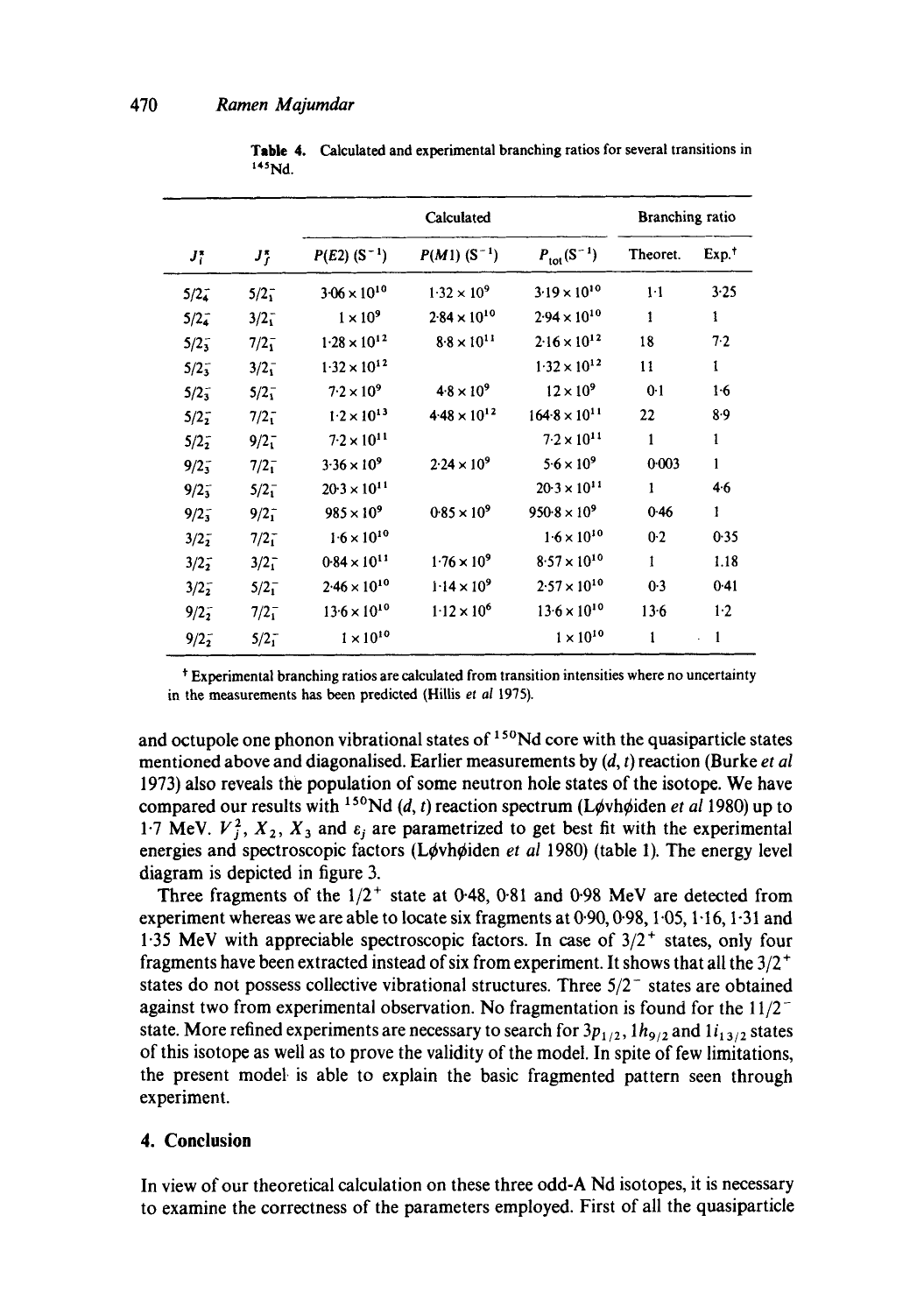**Table 4.** Calculated and experimental branching ratios for several transitions in $^{145}$Nd.

| $J_i^\pi$ | $J_f^\pi$ | Calculated | | | Branching ratio | |
|---|---|---|---|---|---|---|
| | | $P(E2)$ ($S^{-1}$) | $P(M1)$ ($S^{-1}$) | $P_{tot}$($S^{-1}$) | Theoret. | Exp.[†] |
| $5/2_4^-$ | $5/2_1^-$ | $3{\cdot}06 \times 10^{10}$ | $1{\cdot}32 \times 10^{9}$ | $3{\cdot}19 \times 10^{10}$ | 1·1 | 3·25 |
| $5/2_4^-$ | $3/2_1^-$ | $1 \times 10^{9}$ | $2{\cdot}84 \times 10^{10}$ | $2{\cdot}94 \times 10^{10}$ | 1 | 1 |
| $5/2_3^-$ | $7/2_1^-$ | $1{\cdot}28 \times 10^{12}$ | $8{\cdot}8 \times 10^{11}$ | $2{\cdot}16 \times 10^{12}$ | 18 | 7·2 |
| $5/2_3^-$ | $3/2_1^-$ | $1{\cdot}32 \times 10^{12}$ | | $1{\cdot}32 \times 10^{12}$ | 11 | 1 |
| $5/2_3^-$ | $5/2_1^-$ | $7{\cdot}2 \times 10^{9}$ | $4{\cdot}8 \times 10^{9}$ | $12 \times 10^{9}$ | 0·1 | 1·6 |
| $5/2_2^-$ | $7/2_1^-$ | $1{\cdot}2 \times 10^{13}$ | $4{\cdot}48 \times 10^{12}$ | $164{\cdot}8 \times 10^{11}$ | 22 | 8·9 |
| $5/2_2^-$ | $9/2_1^-$ | $7{\cdot}2 \times 10^{11}$ | | $7{\cdot}2 \times 10^{11}$ | 1 | 1 |
| $9/2_3^-$ | $7/2_1^-$ | $3{\cdot}36 \times 10^{9}$ | $2{\cdot}24 \times 10^{9}$ | $5{\cdot}6 \times 10^{9}$ | 0·003 | 1 |
| $9/2_3^-$ | $5/2_1^-$ | $20{\cdot}3 \times 10^{11}$ | | $20{\cdot}3 \times 10^{11}$ | 1 | 4·6 |
| $9/2_3^-$ | $9/2_1^-$ | $985 \times 10^{9}$ | $0{\cdot}85 \times 10^{9}$ | $950{\cdot}8 \times 10^{9}$ | 0·46 | 1 |
| $3/2_2^-$ | $7/2_1^-$ | $1{\cdot}6 \times 10^{10}$ | | $1{\cdot}6 \times 10^{10}$ | 0·2 | 0·35 |
| $3/2_2^-$ | $3/2_1^-$ | $0{\cdot}84 \times 10^{11}$ | $1{\cdot}76 \times 10^{9}$ | $8{\cdot}57 \times 10^{10}$ | 1 | 1.18 |
| $3/2_2^-$ | $5/2_1^-$ | $2{\cdot}46 \times 10^{10}$ | $1{\cdot}14 \times 10^{9}$ | $2{\cdot}57 \times 10^{10}$ | 0·3 | 0·41 |
| $9/2_2^-$ | $7/2_1^-$ | $13{\cdot}6 \times 10^{10}$ | $1{\cdot}12 \times 10^{6}$ | $13{\cdot}6 \times 10^{10}$ | 13·6 | 1·2 |
| $9/2_2^-$ | $5/2_1^-$ | $1 \times 10^{10}$ | | $1 \times 10^{10}$ | 1 | 1 |

[†] Experimental branching ratios are calculated from transition intensities where no uncertainty in the measurements has been predicted (Hillis *et al* 1975).

and octupole one phonon vibrational states of $^{150}$Nd core with the quasiparticle states mentioned above and diagonalised. Earlier measurements by $(d, t)$ reaction (Burke *et al* 1973) also reveals the population of some neutron hole states of the isotope. We have compared our results with $^{150}$Nd $(d, t)$ reaction spectrum (Løvhøiden *et al* 1980) up to 1·7 MeV. $V_j^2$, $X_2$, $X_3$ and $\varepsilon_j$ are parametrized to get best fit with the experimental energies and spectroscopic factors (Løvhøiden *et al* 1980) (table 1). The energy level diagram is depicted in figure 3.

Three fragments of the $1/2^+$ state at 0·48, 0·81 and 0·98 MeV are detected from experiment whereas we are able to locate six fragments at 0·90, 0·98, 1·05, 1·16, 1·31 and 1·35 MeV with appreciable spectroscopic factors. In case of $3/2^+$ states, only four fragments have been extracted instead of six from experiment. It shows that all the $3/2^+$ states do not possess collective vibrational structures. Three $5/2^-$ states are obtained against two from experimental observation. No fragmentation is found for the $11/2^-$ state. More refined experiments are necessary to search for $3p_{1/2}$, $1h_{9/2}$ and $1i_{13/2}$ states of this isotope as well as to prove the validity of the model. In spite of few limitations, the present model is able to explain the basic fragmented pattern seen through experiment.

## 4. Conclusion

In view of our theoretical calculation on these three odd-A Nd isotopes, it is necessary to examine the correctness of the parameters employed. First of all the quasiparticle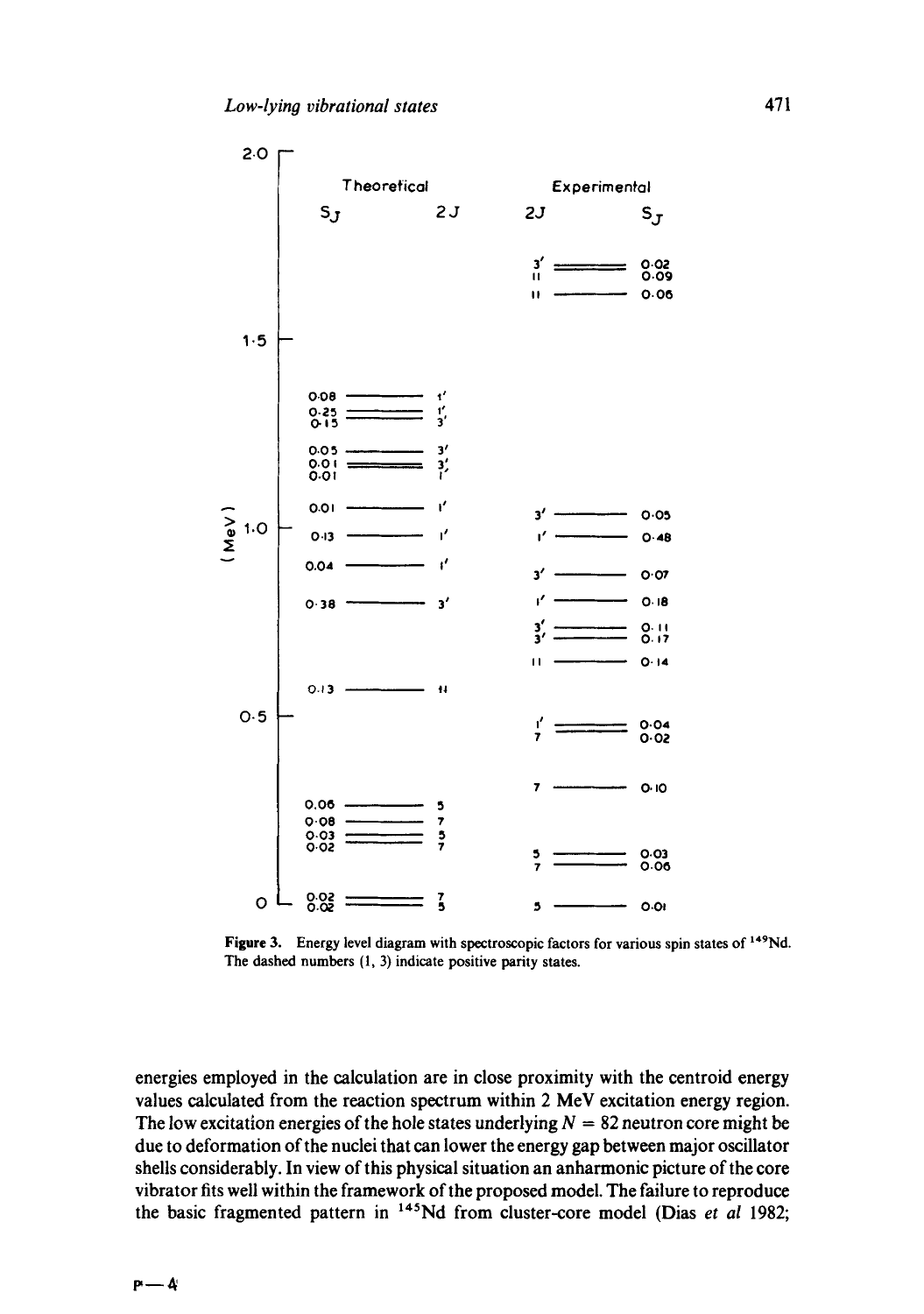Figure 3. Energy level diagram with spectroscopic factors for various spin states of $^{149}$Nd. The dashed numbers (1, 3) indicate positive parity states.

energies employed in the calculation are in close proximity with the centroid energy values calculated from the reaction spectrum within 2 MeV excitation energy region. The low excitation energies of the hole states underlying $N = 82$ neutron core might be due to deformation of the nuclei that can lower the energy gap between major oscillator shells considerably. In view of this physical situation an anharmonic picture of the core vibrator fits well within the framework of the proposed model. The failure to reproduce the basic fragmented pattern in $^{145}$Nd from cluster-core model (Dias *et al* 1982;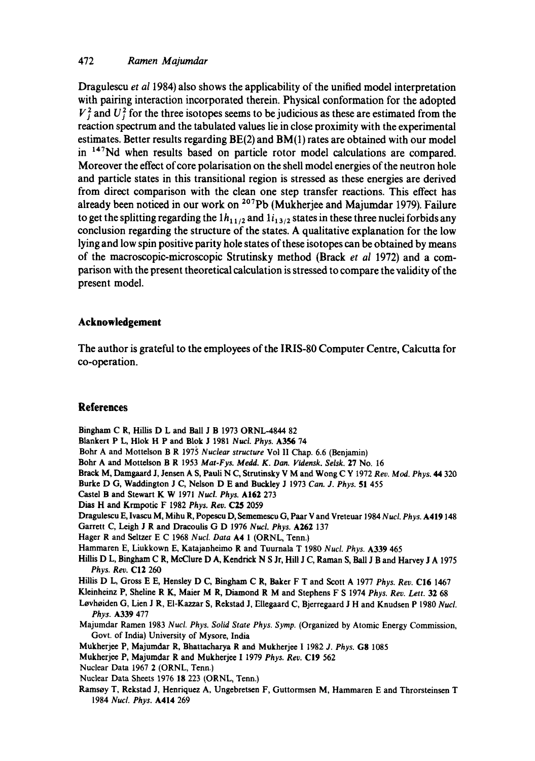Dragulescu *et al* 1984) also shows the applicability of the unified model interpretation with pairing interaction incorporated therein. Physical conformation for the adopted $V_j^2$ and $U_j^2$ for the three isotopes seems to be judicious as these are estimated from the reaction spectrum and the tabulated values lie in close proximity with the experimental estimates. Better results regarding BE(2) and BM(1) rates are obtained with our model in $^{147}$Nd when results based on particle rotor model calculations are compared. Moreover the effect of core polarisation on the shell model energies of the neutron hole and particle states in this transitional region is stressed as these energies are derived from direct comparison with the clean one step transfer reactions. This effect has already been noticed in our work on $^{207}$Pb (Mukherjee and Majumdar 1979). Failure to get the splitting regarding the $1h_{11/2}$ and $1i_{13/2}$ states in these three nuclei forbids any conclusion regarding the structure of the states. A qualitative explanation for the low lying and low spin positive parity hole states of these isotopes can be obtained by means of the macroscopic-microscopic Strutinsky method (Brack *et al* 1972) and a comparison with the present theoretical calculation is stressed to compare the validity of the present model.

## Acknowledgement

The author is grateful to the employees of the IRIS-80 Computer Centre, Calcutta for co-operation.

## References

Bingham C R, Hillis D L and Ball J B 1973 ORNL-4844 82

Blankert P L, Hlok H P and Blok J 1981 *Nucl. Phys.* **A356** 74

Bohr A and Mottelson B R 1975 *Nuclear structure* Vol II Chap. 6.6 (Benjamin)

Bohr A and Mottelson B R 1953 *Mat-Fys. Medd. K. Dan. Vidensk. Selsk.* **27** No. 16

Brack M, Damgaard J, Jensen A S, Pauli N C, Strutinsky V M and Wong C Y 1972 *Rev. Mod. Phys.* **44** 320

Burke D G, Waddington J C, Nelson D E and Buckley J 1973 *Can. J. Phys.* **51** 455

Castel B and Stewart K W 1971 *Nucl. Phys.* **A162** 273

Dias H and Krmpotic F 1982 *Phys. Rev.* **C25** 2059

Dragulescu E, Ivascu M, Mihu R, Popescu D, Sememescu G, Paar V and Vreteuar 1984 *Nucl. Phys.* **A419** 148

Garrett C, Leigh J R and Dracoulis G D 1976 *Nucl. Phys.* **A262** 137

Hager R and Seltzer E C 1968 *Nucl. Data* **A4** 1 (ORNL, Tenn.)

Hammaren E, Liukkown E, Katajanheimo R and Tuurnala T 1980 *Nucl. Phys.* **A339** 465

Hillis D L, Bingham C R, McClure D A, Kendrick N S Jr, Hill J C, Raman S, Ball J B and Harvey J A 1975 *Phys. Rev.* **C12** 260

Hillis D L, Gross E E, Hensley D C, Bingham C R, Baker F T and Scott A 1977 *Phys. Rev.* **C16** 1467

Kleinheinz P, Sheline R K, Maier M R, Diamond R M and Stephens F S 1974 *Phys. Rev. Lett.* **32** 68

Løvhøiden G, Lien J R, El-Kazzar S, Rekstad J, Ellegaard C, Bjerregaard J H and Knudsen P 1980 *Nucl. Phys.* **A339** 477

Majumdar Ramen 1983 *Nucl. Phys. Solid State Phys. Symp.* (Organized by Atomic Energy Commission, Govt. of India) University of Mysore, India

Mukherjee P, Majumdar R, Bhattacharya R and Mukherjee I 1982 *J. Phys.* **G8** 1085

Mukherjee P, Majumdar R and Mukherjee I 1979 *Phys. Rev.* **C19** 562

Nuclear Data 1967 2 (ORNL, Tenn.)

Nuclear Data Sheets 1976 18 223 (ORNL, Tenn.)

Ramsøy T, Rekstad J, Henriquez A, Ungebretsen F, Guttormsen M, Hammaren E and Throrsteinsen T 1984 *Nucl. Phys.* **A414** 269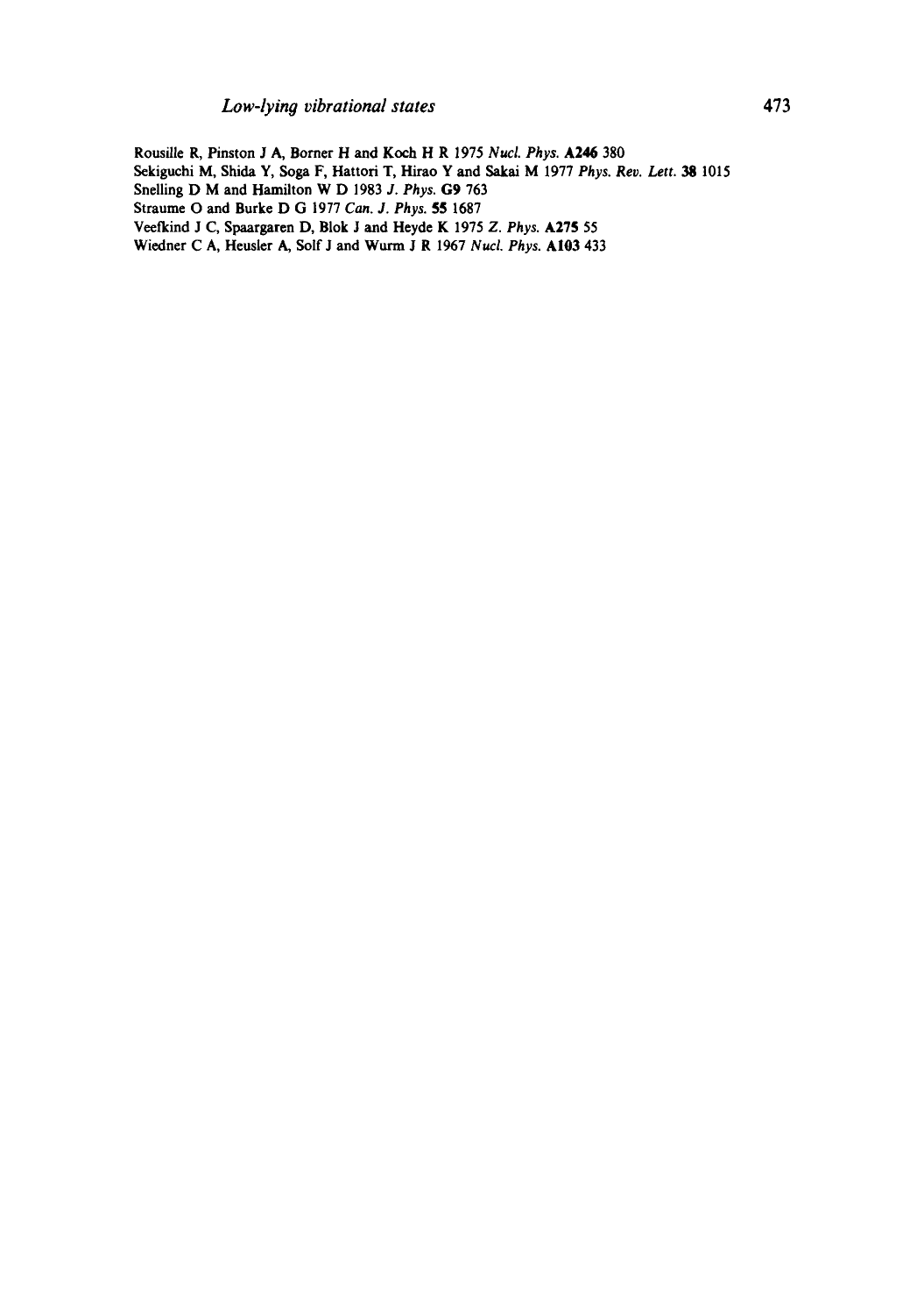Rousille R, Pinston J A, Borner H and Koch H R 1975 *Nucl. Phys.* **A246** 380
Sekiguchi M, Shida Y, Soga F, Hattori T, Hirao Y and Sakai M 1977 *Phys. Rev. Lett.* **38** 1015
Snelling D M and Hamilton W D 1983 *J. Phys.* **G9** 763
Straume O and Burke D G 1977 *Can. J. Phys.* **55** 1687
Veefkind J C, Spaargaren D, Blok J and Heyde K 1975 *Z. Phys.* **A275** 55
Wiedner C A, Heusler A, Solf J and Wurm J R 1967 *Nucl. Phys.* **A103** 433